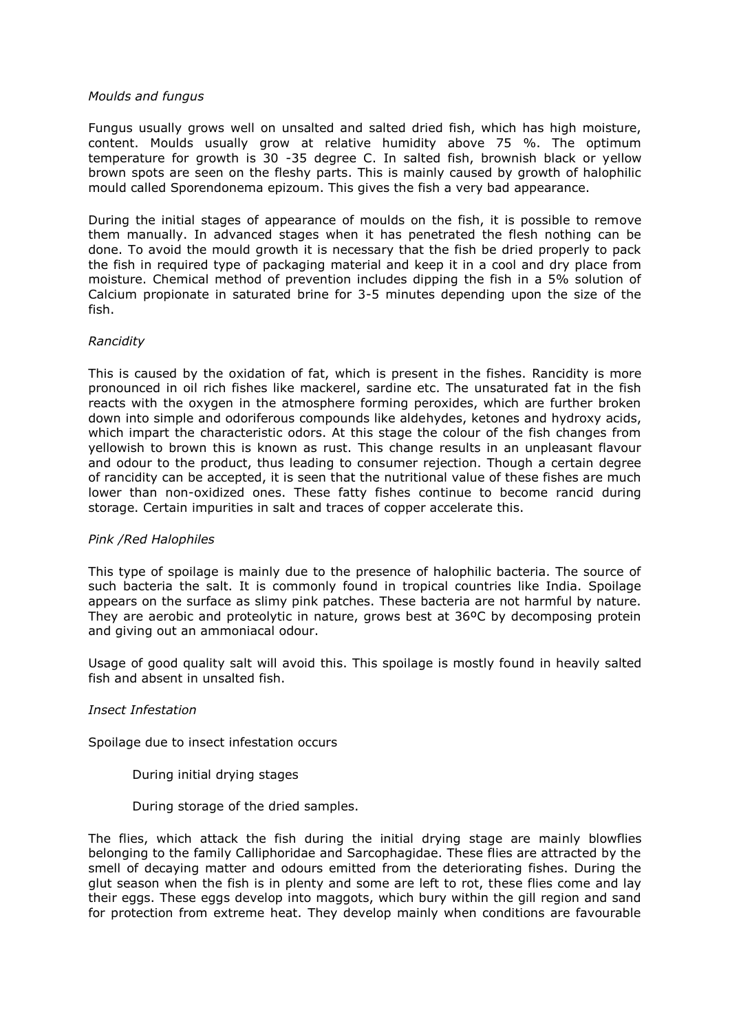*Moulds and fungus*

Fungus usually grows well on unsalted and salted dried fish, which has high moisture, content. Moulds usually grow at relative humidity above 75 %. The optimum temperature for growth is 30 -35 degree C. In salted fish, brownish black or yellow brown spots are seen on the fleshy parts. This is mainly caused by growth of halophilic mould called Sporendonema epizoum. This gives the fish a very bad appearance.

During the initial stages of appearance of moulds on the fish, it is possible to remove them manually. In advanced stages when it has penetrated the flesh nothing can be done. To avoid the mould growth it is necessary that the fish be dried properly to pack the fish in required type of packaging material and keep it in a cool and dry place from moisture. Chemical method of prevention includes dipping the fish in a 5% solution of Calcium propionate in saturated brine for 3-5 minutes depending upon the size of the fish.

*Rancidity*

This is caused by the oxidation of fat, which is present in the fishes. Rancidity is more pronounced in oil rich fishes like mackerel, sardine etc. The unsaturated fat in the fish reacts with the oxygen in the atmosphere forming peroxides, which are further broken down into simple and odoriferous compounds like aldehydes, ketones and hydroxy acids, which impart the characteristic odors. At this stage the colour of the fish changes from yellowish to brown this is known as rust. This change results in an unpleasant flavour and odour to the product, thus leading to consumer rejection. Though a certain degree of rancidity can be accepted, it is seen that the nutritional value of these fishes are much lower than non-oxidized ones. These fatty fishes continue to become rancid during storage. Certain impurities in salt and traces of copper accelerate this.

*Pink /Red Halophiles*

This type of spoilage is mainly due to the presence of halophilic bacteria. The source of such bacteria the salt. It is commonly found in tropical countries like India. Spoilage appears on the surface as slimy pink patches. These bacteria are not harmful by nature. They are aerobic and proteolytic in nature, grows best at 36ºC by decomposing protein and giving out an ammoniacal odour.

Usage of good quality salt will avoid this. This spoilage is mostly found in heavily salted fish and absent in unsalted fish.

*Insect Infestation*

Spoilage due to insect infestation occurs

- During initial drying stages
- During storage of the dried samples.

The flies, which attack the fish during the initial drying stage are mainly blowflies belonging to the family Calliphoridae and Sarcophagidae. These flies are attracted by the smell of decaying matter and odours emitted from the deteriorating fishes. During the glut season when the fish is in plenty and some are left to rot, these flies come and lay their eggs. These eggs develop into maggots, which bury within the gill region and sand for protection from extreme heat. They develop mainly when conditions are favourable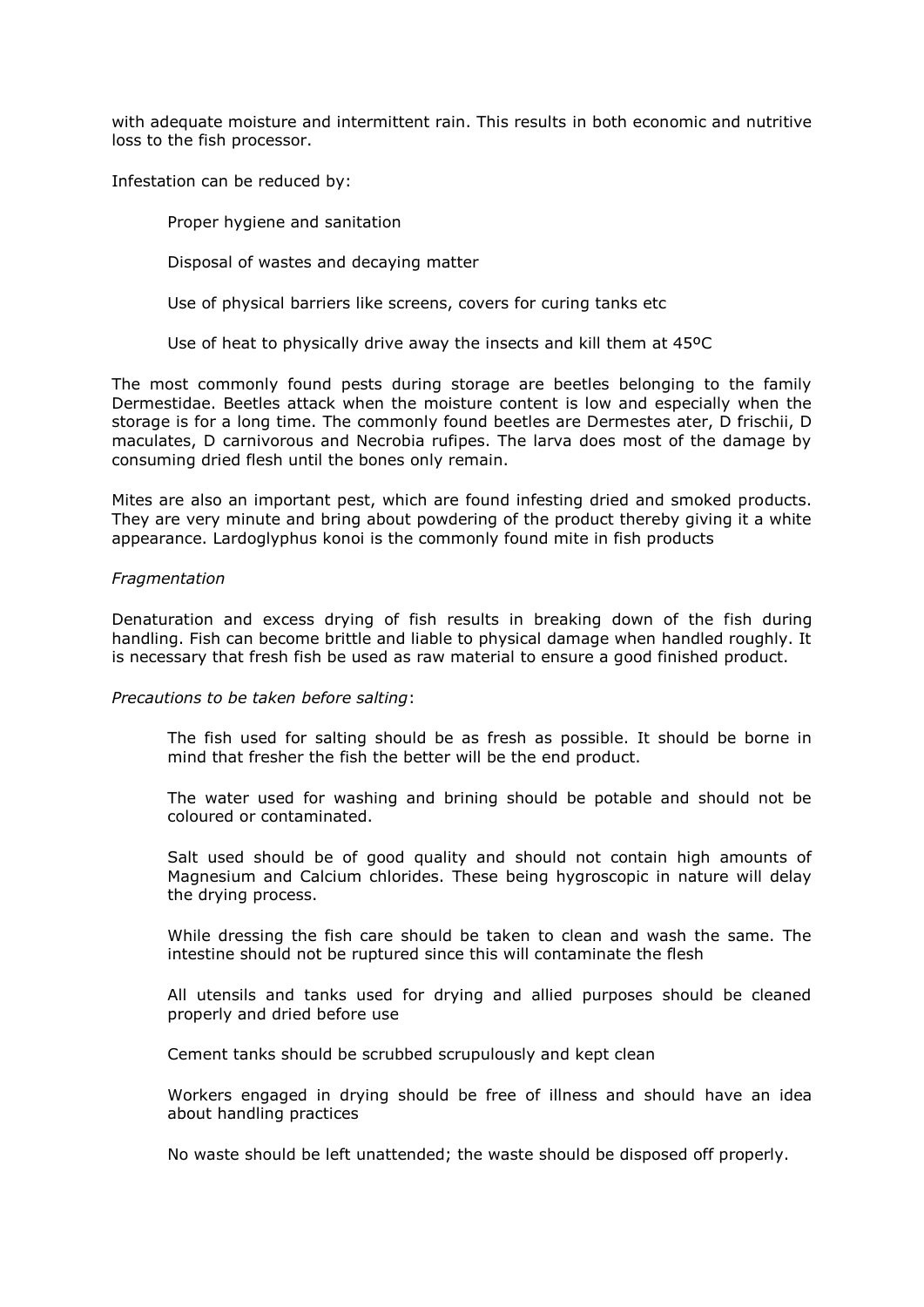with adequate moisture and intermittent rain. This results in both economic and nutritive loss to the fish processor.

Infestation can be reduced by:

- Proper hygiene and sanitation
- Disposal of wastes and decaying matter
- Use of physical barriers like screens, covers for curing tanks etc
- Use of heat to physically drive away the insects and kill them at 45ºC

The most commonly found pests during storage are beetles belonging to the family Dermestidae. Beetles attack when the moisture content is low and especially when the storage is for a long time. The commonly found beetles are Dermestes ater, D frischii, D maculates, D carnivorous and Necrobia rufipes. The larva does most of the damage by consuming dried flesh until the bones only remain.

Mites are also an important pest, which are found infesting dried and smoked products. They are very minute and bring about powdering of the product thereby giving it a white appearance. Lardoglyphus konoi is the commonly found mite in fish products

*Fragmentation*

Denaturation and excess drying of fish results in breaking down of the fish during handling. Fish can become brittle and liable to physical damage when handled roughly. It is necessary that fresh fish be used as raw material to ensure a good finished product.

*Precautions to be taken before salting*:

- The fish used for salting should be as fresh as possible. It should be borne in mind that fresher the fish the better will be the end product.
- The water used for washing and brining should be potable and should not be coloured or contaminated.
- Salt used should be of good quality and should not contain high amounts of Magnesium and Calcium chlorides. These being hygroscopic in nature will delay the drying process.
- While dressing the fish care should be taken to clean and wash the same. The intestine should not be ruptured since this will contaminate the flesh
- All utensils and tanks used for drying and allied purposes should be cleaned properly and dried before use
- Cement tanks should be scrubbed scrupulously and kept clean
- Workers engaged in drying should be free of illness and should have an idea about handling practices
- No waste should be left unattended; the waste should be disposed off properly.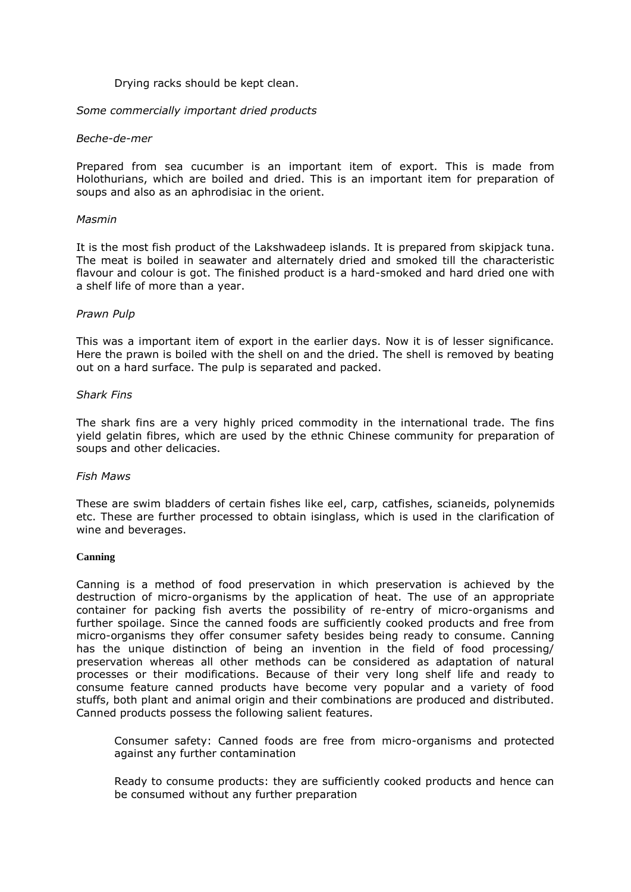Drying racks should be kept clean.

*Some commercially important dried products*

*Beche-de-mer*

Prepared from sea cucumber is an important item of export. This is made from Holothurians, which are boiled and dried. This is an important item for preparation of soups and also as an aphrodisiac in the orient.

*Masmin*

It is the most fish product of the Lakshwadeep islands. It is prepared from skipjack tuna. The meat is boiled in seawater and alternately dried and smoked till the characteristic flavour and colour is got. The finished product is a hard-smoked and hard dried one with a shelf life of more than a year.

*Prawn Pulp*

This was a important item of export in the earlier days. Now it is of lesser significance. Here the prawn is boiled with the shell on and the dried. The shell is removed by beating out on a hard surface. The pulp is separated and packed.

*Shark Fins*

The shark fins are a very highly priced commodity in the international trade. The fins yield gelatin fibres, which are used by the ethnic Chinese community for preparation of soups and other delicacies.

*Fish Maws*

These are swim bladders of certain fishes like eel, carp, catfishes, scianeids, polynemids etc. These are further processed to obtain isinglass, which is used in the clarification of wine and beverages.

**Canning**

Canning is a method of food preservation in which preservation is achieved by the destruction of micro-organisms by the application of heat. The use of an appropriate container for packing fish averts the possibility of re-entry of micro-organisms and further spoilage. Since the canned foods are sufficiently cooked products and free from micro-organisms they offer consumer safety besides being ready to consume. Canning has the unique distinction of being an invention in the field of food processing/ preservation whereas all other methods can be considered as adaptation of natural processes or their modifications. Because of their very long shelf life and ready to consume feature canned products have become very popular and a variety of food stuffs, both plant and animal origin and their combinations are produced and distributed. Canned products possess the following salient features.

Consumer safety: Canned foods are free from micro-organisms and protected against any further contamination

Ready to consume products: they are sufficiently cooked products and hence can be consumed without any further preparation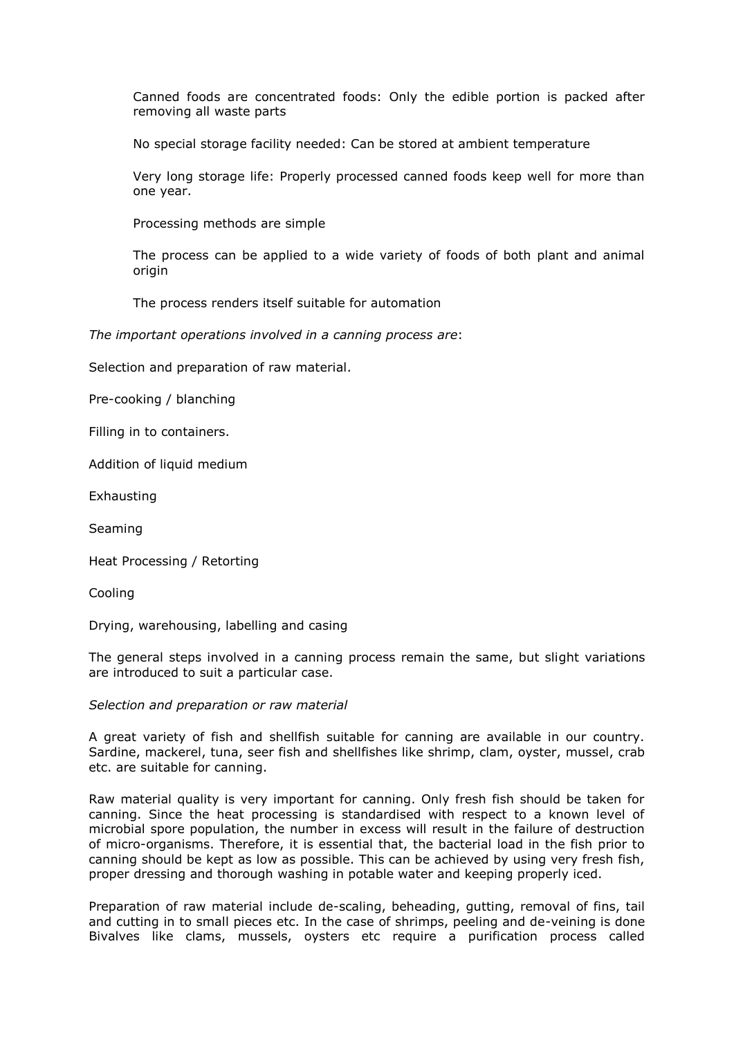Canned foods are concentrated foods: Only the edible portion is packed after removing all waste parts

No special storage facility needed: Can be stored at ambient temperature

Very long storage life: Properly processed canned foods keep well for more than one year.

Processing methods are simple

The process can be applied to a wide variety of foods of both plant and animal origin

The process renders itself suitable for automation

*The important operations involved in a canning process are*:

Selection and preparation of raw material.

Pre-cooking / blanching

Filling in to containers.

Addition of liquid medium

Exhausting

Seaming

Heat Processing / Retorting

Cooling

Drying, warehousing, labelling and casing

The general steps involved in a canning process remain the same, but slight variations are introduced to suit a particular case.

*Selection and preparation or raw material*

A great variety of fish and shellfish suitable for canning are available in our country. Sardine, mackerel, tuna, seer fish and shellfishes like shrimp, clam, oyster, mussel, crab etc. are suitable for canning.

Raw material quality is very important for canning. Only fresh fish should be taken for canning. Since the heat processing is standardised with respect to a known level of microbial spore population, the number in excess will result in the failure of destruction of micro-organisms. Therefore, it is essential that, the bacterial load in the fish prior to canning should be kept as low as possible. This can be achieved by using very fresh fish, proper dressing and thorough washing in potable water and keeping properly iced.

Preparation of raw material include de-scaling, beheading, gutting, removal of fins, tail and cutting in to small pieces etc. In the case of shrimps, peeling and de-veining is done Bivalves like clams, mussels, oysters etc require a purification process called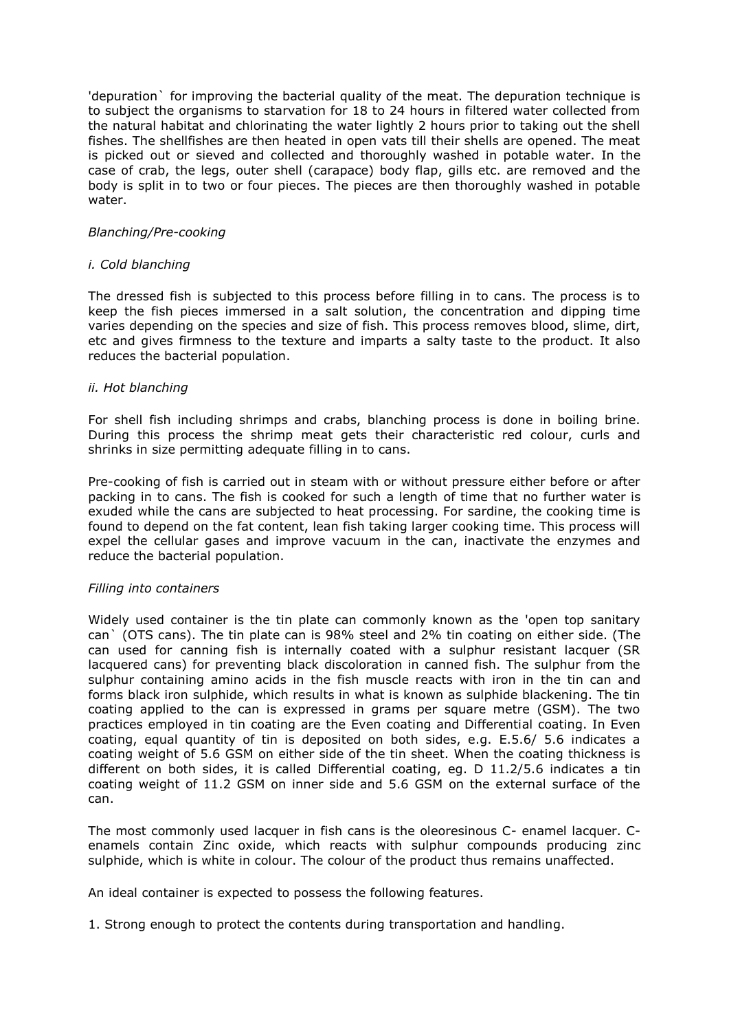'depuration` for improving the bacterial quality of the meat. The depuration technique is to subject the organisms to starvation for 18 to 24 hours in filtered water collected from the natural habitat and chlorinating the water lightly 2 hours prior to taking out the shell fishes. The shellfishes are then heated in open vats till their shells are opened. The meat is picked out or sieved and collected and thoroughly washed in potable water. In the case of crab, the legs, outer shell (carapace) body flap, gills etc. are removed and the body is split in to two or four pieces. The pieces are then thoroughly washed in potable water.

*Blanching/Pre-cooking*

*i. Cold blanching*

The dressed fish is subjected to this process before filling in to cans. The process is to keep the fish pieces immersed in a salt solution, the concentration and dipping time varies depending on the species and size of fish. This process removes blood, slime, dirt, etc and gives firmness to the texture and imparts a salty taste to the product. It also reduces the bacterial population.

*ii. Hot blanching*

For shell fish including shrimps and crabs, blanching process is done in boiling brine. During this process the shrimp meat gets their characteristic red colour, curls and shrinks in size permitting adequate filling in to cans.

Pre-cooking of fish is carried out in steam with or without pressure either before or after packing in to cans. The fish is cooked for such a length of time that no further water is exuded while the cans are subjected to heat processing. For sardine, the cooking time is found to depend on the fat content, lean fish taking larger cooking time. This process will expel the cellular gases and improve vacuum in the can, inactivate the enzymes and reduce the bacterial population.

*Filling into containers*

Widely used container is the tin plate can commonly known as the 'open top sanitary can` (OTS cans). The tin plate can is 98% steel and 2% tin coating on either side. (The can used for canning fish is internally coated with a sulphur resistant lacquer (SR lacquered cans) for preventing black discoloration in canned fish. The sulphur from the sulphur containing amino acids in the fish muscle reacts with iron in the tin can and forms black iron sulphide, which results in what is known as sulphide blackening. The tin coating applied to the can is expressed in grams per square metre (GSM). The two practices employed in tin coating are the Even coating and Differential coating. In Even coating, equal quantity of tin is deposited on both sides, e.g. E.5.6/ 5.6 indicates a coating weight of 5.6 GSM on either side of the tin sheet. When the coating thickness is different on both sides, it is called Differential coating, eg. D 11.2/5.6 indicates a tin coating weight of 11.2 GSM on inner side and 5.6 GSM on the external surface of the can.

The most commonly used lacquer in fish cans is the oleoresinous C- enamel lacquer. C-enamels contain Zinc oxide, which reacts with sulphur compounds producing zinc sulphide, which is white in colour. The colour of the product thus remains unaffected.

An ideal container is expected to possess the following features.

1. Strong enough to protect the contents during transportation and handling.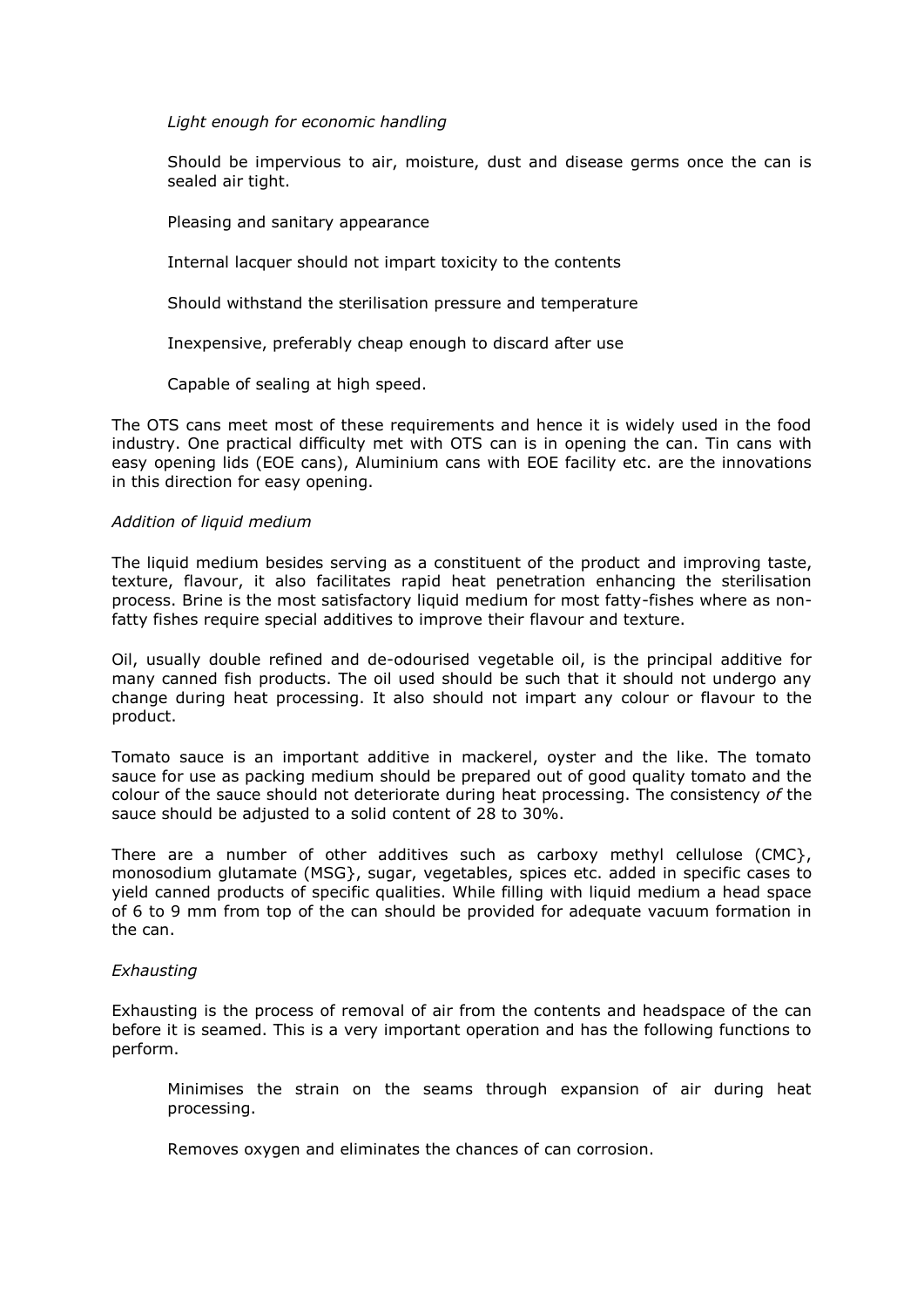*Light enough for economic handling*

Should be impervious to air, moisture, dust and disease germs once the can is sealed air tight.

Pleasing and sanitary appearance

Internal lacquer should not impart toxicity to the contents

Should withstand the sterilisation pressure and temperature

Inexpensive, preferably cheap enough to discard after use

Capable of sealing at high speed.

The OTS cans meet most of these requirements and hence it is widely used in the food industry. One practical difficulty met with OTS can is in opening the can. Tin cans with easy opening lids (EOE cans), Aluminium cans with EOE facility etc. are the innovations in this direction for easy opening.

*Addition of liquid medium*

The liquid medium besides serving as a constituent of the product and improving taste, texture, flavour, it also facilitates rapid heat penetration enhancing the sterilisation process. Brine is the most satisfactory liquid medium for most fatty-fishes where as non-fatty fishes require special additives to improve their flavour and texture.

Oil, usually double refined and de-odourised vegetable oil, is the principal additive for many canned fish products. The oil used should be such that it should not undergo any change during heat processing. It also should not impart any colour or flavour to the product.

Tomato sauce is an important additive in mackerel, oyster and the like. The tomato sauce for use as packing medium should be prepared out of good quality tomato and the colour of the sauce should not deteriorate during heat processing. The consistency *of* the sauce should be adjusted to a solid content of 28 to 30%.

There are a number of other additives such as carboxy methyl cellulose (CMC}, monosodium glutamate (MSG}, sugar, vegetables, spices etc. added in specific cases to yield canned products of specific qualities. While filling with liquid medium a head space of 6 to 9 mm from top of the can should be provided for adequate vacuum formation in the can.

*Exhausting*

Exhausting is the process of removal of air from the contents and headspace of the can before it is seamed. This is a very important operation and has the following functions to perform.

Minimises the strain on the seams through expansion of air during heat processing.

Removes oxygen and eliminates the chances of can corrosion.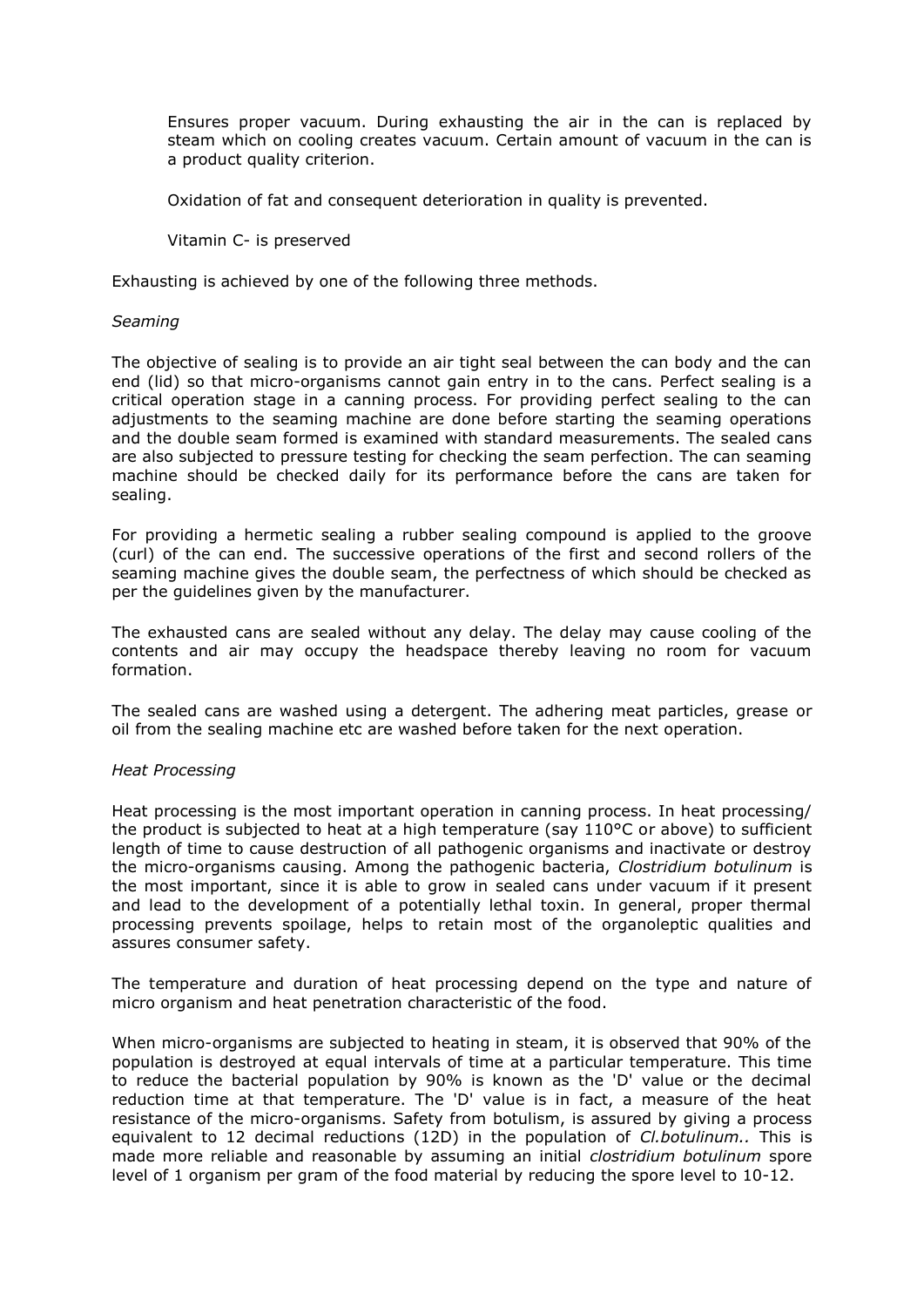Ensures proper vacuum. During exhausting the air in the can is replaced by steam which on cooling creates vacuum. Certain amount of vacuum in the can is a product quality criterion.

Oxidation of fat and consequent deterioration in quality is prevented.

Vitamin C- is preserved

Exhausting is achieved by one of the following three methods.

*Seaming*

The objective of sealing is to provide an air tight seal between the can body and the can end (lid) so that micro-organisms cannot gain entry in to the cans. Perfect sealing is a critical operation stage in a canning process. For providing perfect sealing to the can adjustments to the seaming machine are done before starting the seaming operations and the double seam formed is examined with standard measurements. The sealed cans are also subjected to pressure testing for checking the seam perfection. The can seaming machine should be checked daily for its performance before the cans are taken for sealing.

For providing a hermetic sealing a rubber sealing compound is applied to the groove (curl) of the can end. The successive operations of the first and second rollers of the seaming machine gives the double seam, the perfectness of which should be checked as per the guidelines given by the manufacturer.

The exhausted cans are sealed without any delay. The delay may cause cooling of the contents and air may occupy the headspace thereby leaving no room for vacuum formation.

The sealed cans are washed using a detergent. The adhering meat particles, grease or oil from the sealing machine etc are washed before taken for the next operation.

*Heat Processing*

Heat processing is the most important operation in canning process. In heat processing/ the product is subjected to heat at a high temperature (say 110°C or above) to sufficient length of time to cause destruction of all pathogenic organisms and inactivate or destroy the micro-organisms causing. Among the pathogenic bacteria, *Clostridium botulinum* is the most important, since it is able to grow in sealed cans under vacuum if it present and lead to the development of a potentially lethal toxin. In general, proper thermal processing prevents spoilage, helps to retain most of the organoleptic qualities and assures consumer safety.

The temperature and duration of heat processing depend on the type and nature of micro organism and heat penetration characteristic of the food.

When micro-organisms are subjected to heating in steam, it is observed that 90% of the population is destroyed at equal intervals of time at a particular temperature. This time to reduce the bacterial population by 90% is known as the 'D' value or the decimal reduction time at that temperature. The 'D' value is in fact, a measure of the heat resistance of the micro-organisms. Safety from botulism, is assured by giving a process equivalent to 12 decimal reductions (12D) in the population of *Cl.botulinum..* This is made more reliable and reasonable by assuming an initial *clostridium botulinum* spore level of 1 organism per gram of the food material by reducing the spore level to $10^{-12}$.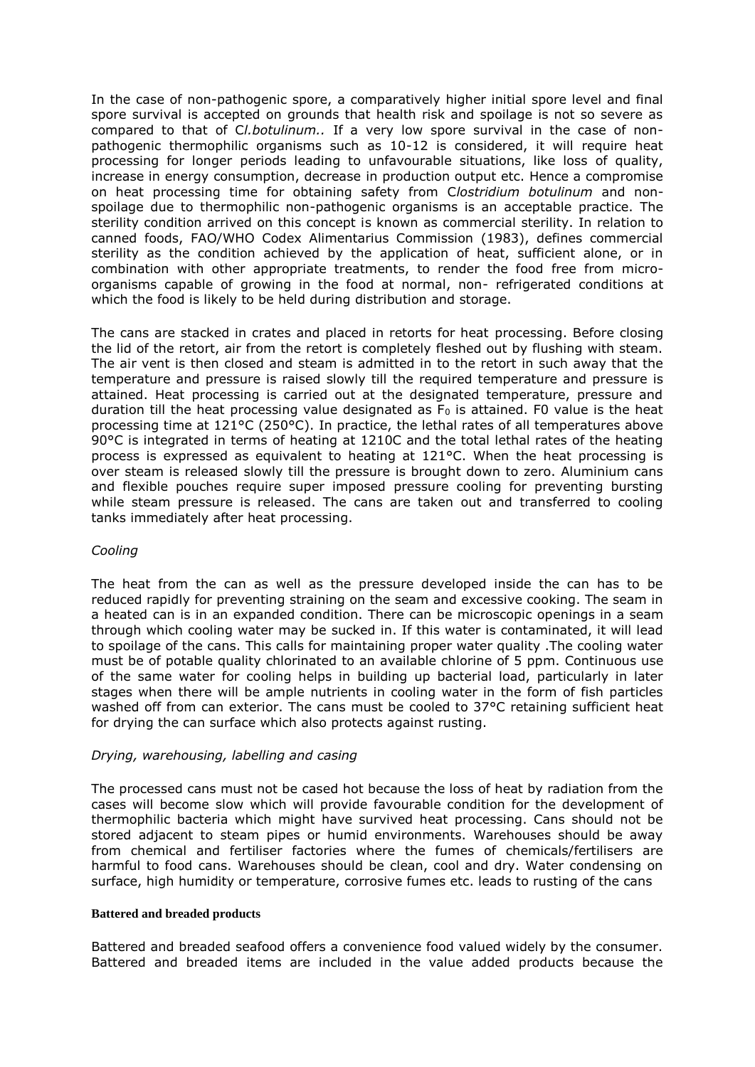In the case of non-pathogenic spore, a comparatively higher initial spore level and final spore survival is accepted on grounds that health risk and spoilage is not so severe as compared to that of C*l.botulinum.*. If a very low spore survival in the case of non-pathogenic thermophilic organisms such as 10-12 is considered, it will require heat processing for longer periods leading to unfavourable situations, like loss of quality, increase in energy consumption, decrease in production output etc. Hence a compromise on heat processing time for obtaining safety from C*lostridium botulinum* and non-spoilage due to thermophilic non-pathogenic organisms is an acceptable practice. The sterility condition arrived on this concept is known as commercial sterility. In relation to canned foods, FAO/WHO Codex Alimentarius Commission (1983), defines commercial sterility as the condition achieved by the application of heat, sufficient alone, or in combination with other appropriate treatments, to render the food free from micro-organisms capable of growing in the food at normal, non- refrigerated conditions at which the food is likely to be held during distribution and storage.

The cans are stacked in crates and placed in retorts for heat processing. Before closing the lid of the retort, air from the retort is completely fleshed out by flushing with steam. The air vent is then closed and steam is admitted in to the retort in such away that the temperature and pressure is raised slowly till the required temperature and pressure is attained. Heat processing is carried out at the designated temperature, pressure and duration till the heat processing value designated as $F_0$ is attained. F0 value is the heat processing time at 121°C (250°C). In practice, the lethal rates of all temperatures above 90°C is integrated in terms of heating at 1210C and the total lethal rates of the heating process is expressed as equivalent to heating at 121°C. When the heat processing is over steam is released slowly till the pressure is brought down to zero. Aluminium cans and flexible pouches require super imposed pressure cooling for preventing bursting while steam pressure is released. The cans are taken out and transferred to cooling tanks immediately after heat processing.

*Cooling*

The heat from the can as well as the pressure developed inside the can has to be reduced rapidly for preventing straining on the seam and excessive cooking. The seam in a heated can is in an expanded condition. There can be microscopic openings in a seam through which cooling water may be sucked in. If this water is contaminated, it will lead to spoilage of the cans. This calls for maintaining proper water quality .The cooling water must be of potable quality chlorinated to an available chlorine of 5 ppm. Continuous use of the same water for cooling helps in building up bacterial load, particularly in later stages when there will be ample nutrients in cooling water in the form of fish particles washed off from can exterior. The cans must be cooled to 37°C retaining sufficient heat for drying the can surface which also protects against rusting.

*Drying, warehousing, labelling and casing*

The processed cans must not be cased hot because the loss of heat by radiation from the cases will become slow which will provide favourable condition for the development of thermophilic bacteria which might have survived heat processing. Cans should not be stored adjacent to steam pipes or humid environments. Warehouses should be away from chemical and fertiliser factories where the fumes of chemicals/fertilisers are harmful to food cans. Warehouses should be clean, cool and dry. Water condensing on surface, high humidity or temperature, corrosive fumes etc. leads to rusting of the cans

**Battered and breaded products**

Battered and breaded seafood offers a convenience food valued widely by the consumer. Battered and breaded items are included in the value added products because the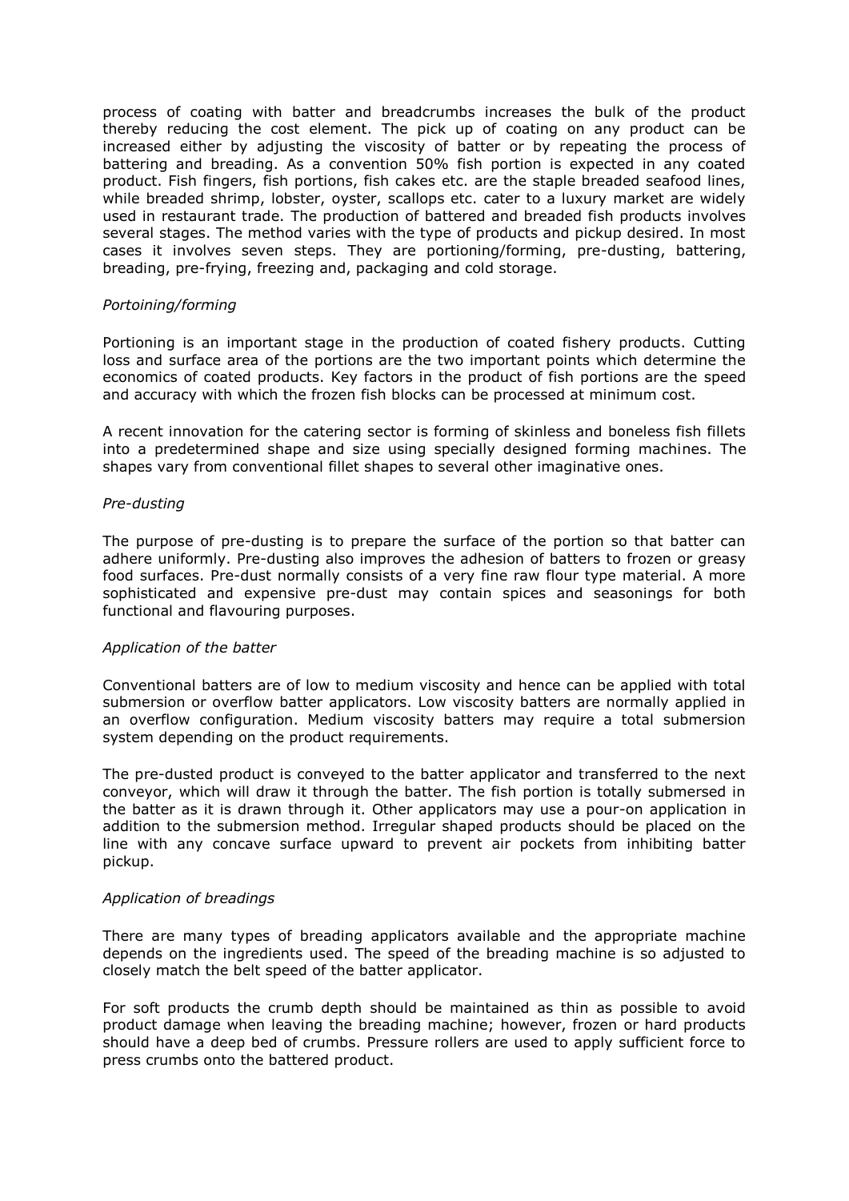process of coating with batter and breadcrumbs increases the bulk of the product thereby reducing the cost element. The pick up of coating on any product can be increased either by adjusting the viscosity of batter or by repeating the process of battering and breading. As a convention 50% fish portion is expected in any coated product. Fish fingers, fish portions, fish cakes etc. are the staple breaded seafood lines, while breaded shrimp, lobster, oyster, scallops etc. cater to a luxury market are widely used in restaurant trade. The production of battered and breaded fish products involves several stages. The method varies with the type of products and pickup desired. In most cases it involves seven steps. They are portioning/forming, pre-dusting, battering, breading, pre-frying, freezing and, packaging and cold storage.

*Portoining/forming*

Portioning is an important stage in the production of coated fishery products. Cutting loss and surface area of the portions are the two important points which determine the economics of coated products. Key factors in the product of fish portions are the speed and accuracy with which the frozen fish blocks can be processed at minimum cost.

A recent innovation for the catering sector is forming of skinless and boneless fish fillets into a predetermined shape and size using specially designed forming machines. The shapes vary from conventional fillet shapes to several other imaginative ones.

*Pre-dusting*

The purpose of pre-dusting is to prepare the surface of the portion so that batter can adhere uniformly. Pre-dusting also improves the adhesion of batters to frozen or greasy food surfaces. Pre-dust normally consists of a very fine raw flour type material. A more sophisticated and expensive pre-dust may contain spices and seasonings for both functional and flavouring purposes.

*Application of the batter*

Conventional batters are of low to medium viscosity and hence can be applied with total submersion or overflow batter applicators. Low viscosity batters are normally applied in an overflow configuration. Medium viscosity batters may require a total submersion system depending on the product requirements.

The pre-dusted product is conveyed to the batter applicator and transferred to the next conveyor, which will draw it through the batter. The fish portion is totally submersed in the batter as it is drawn through it. Other applicators may use a pour-on application in addition to the submersion method. Irregular shaped products should be placed on the line with any concave surface upward to prevent air pockets from inhibiting batter pickup.

*Application of breadings*

There are many types of breading applicators available and the appropriate machine depends on the ingredients used. The speed of the breading machine is so adjusted to closely match the belt speed of the batter applicator.

For soft products the crumb depth should be maintained as thin as possible to avoid product damage when leaving the breading machine; however, frozen or hard products should have a deep bed of crumbs. Pressure rollers are used to apply sufficient force to press crumbs onto the battered product.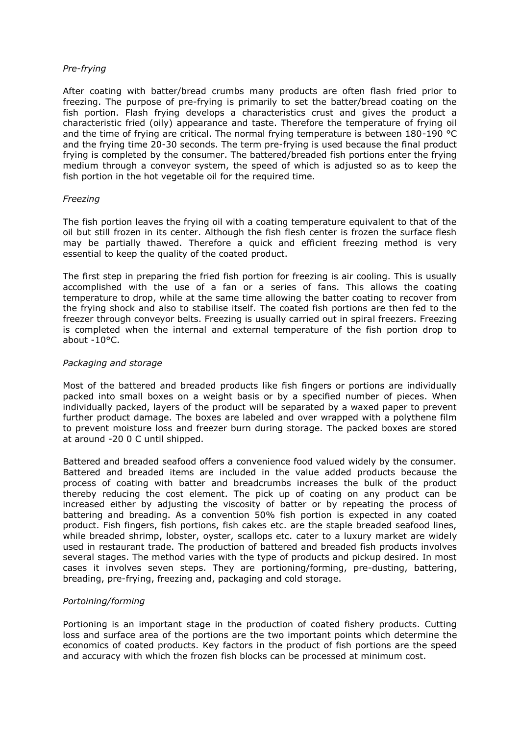*Pre-frying*

After coating with batter/bread crumbs many products are often flash fried prior to freezing. The purpose of pre-frying is primarily to set the batter/bread coating on the fish portion. Flash frying develops a characteristics crust and gives the product a characteristic fried (oily) appearance and taste. Therefore the temperature of frying oil and the time of frying are critical. The normal frying temperature is between 180-190 °C and the frying time 20-30 seconds. The term pre-frying is used because the final product frying is completed by the consumer. The battered/breaded fish portions enter the frying medium through a conveyor system, the speed of which is adjusted so as to keep the fish portion in the hot vegetable oil for the required time.

*Freezing*

The fish portion leaves the frying oil with a coating temperature equivalent to that of the oil but still frozen in its center. Although the fish flesh center is frozen the surface flesh may be partially thawed. Therefore a quick and efficient freezing method is very essential to keep the quality of the coated product.

The first step in preparing the fried fish portion for freezing is air cooling. This is usually accomplished with the use of a fan or a series of fans. This allows the coating temperature to drop, while at the same time allowing the batter coating to recover from the frying shock and also to stabilise itself. The coated fish portions are then fed to the freezer through conveyor belts. Freezing is usually carried out in spiral freezers. Freezing is completed when the internal and external temperature of the fish portion drop to about -10°C.

*Packaging and storage*

Most of the battered and breaded products like fish fingers or portions are individually packed into small boxes on a weight basis or by a specified number of pieces. When individually packed, layers of the product will be separated by a waxed paper to prevent further product damage. The boxes are labeled and over wrapped with a polythene film to prevent moisture loss and freezer burn during storage. The packed boxes are stored at around -20 0 C until shipped.

Battered and breaded seafood offers a convenience food valued widely by the consumer. Battered and breaded items are included in the value added products because the process of coating with batter and breadcrumbs increases the bulk of the product thereby reducing the cost element. The pick up of coating on any product can be increased either by adjusting the viscosity of batter or by repeating the process of battering and breading. As a convention 50% fish portion is expected in any coated product. Fish fingers, fish portions, fish cakes etc. are the staple breaded seafood lines, while breaded shrimp, lobster, oyster, scallops etc. cater to a luxury market are widely used in restaurant trade. The production of battered and breaded fish products involves several stages. The method varies with the type of products and pickup desired. In most cases it involves seven steps. They are portioning/forming, pre-dusting, battering, breading, pre-frying, freezing and, packaging and cold storage.

*Portoining/forming*

Portioning is an important stage in the production of coated fishery products. Cutting loss and surface area of the portions are the two important points which determine the economics of coated products. Key factors in the product of fish portions are the speed and accuracy with which the frozen fish blocks can be processed at minimum cost.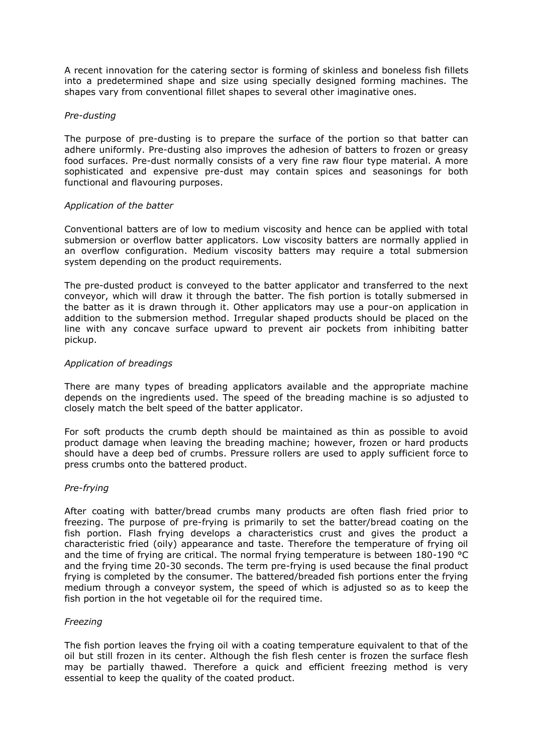A recent innovation for the catering sector is forming of skinless and boneless fish fillets into a predetermined shape and size using specially designed forming machines. The shapes vary from conventional fillet shapes to several other imaginative ones.

*Pre-dusting*

The purpose of pre-dusting is to prepare the surface of the portion so that batter can adhere uniformly. Pre-dusting also improves the adhesion of batters to frozen or greasy food surfaces. Pre-dust normally consists of a very fine raw flour type material. A more sophisticated and expensive pre-dust may contain spices and seasonings for both functional and flavouring purposes.

*Application of the batter*

Conventional batters are of low to medium viscosity and hence can be applied with total submersion or overflow batter applicators. Low viscosity batters are normally applied in an overflow configuration. Medium viscosity batters may require a total submersion system depending on the product requirements.

The pre-dusted product is conveyed to the batter applicator and transferred to the next conveyor, which will draw it through the batter. The fish portion is totally submersed in the batter as it is drawn through it. Other applicators may use a pour-on application in addition to the submersion method. Irregular shaped products should be placed on the line with any concave surface upward to prevent air pockets from inhibiting batter pickup.

*Application of breadings*

There are many types of breading applicators available and the appropriate machine depends on the ingredients used. The speed of the breading machine is so adjusted to closely match the belt speed of the batter applicator.

For soft products the crumb depth should be maintained as thin as possible to avoid product damage when leaving the breading machine; however, frozen or hard products should have a deep bed of crumbs. Pressure rollers are used to apply sufficient force to press crumbs onto the battered product.

*Pre-frying*

After coating with batter/bread crumbs many products are often flash fried prior to freezing. The purpose of pre-frying is primarily to set the batter/bread coating on the fish portion. Flash frying develops a characteristics crust and gives the product a characteristic fried (oily) appearance and taste. Therefore the temperature of frying oil and the time of frying are critical. The normal frying temperature is between 180-190 °C and the frying time 20-30 seconds. The term pre-frying is used because the final product frying is completed by the consumer. The battered/breaded fish portions enter the frying medium through a conveyor system, the speed of which is adjusted so as to keep the fish portion in the hot vegetable oil for the required time.

*Freezing*

The fish portion leaves the frying oil with a coating temperature equivalent to that of the oil but still frozen in its center. Although the fish flesh center is frozen the surface flesh may be partially thawed. Therefore a quick and efficient freezing method is very essential to keep the quality of the coated product.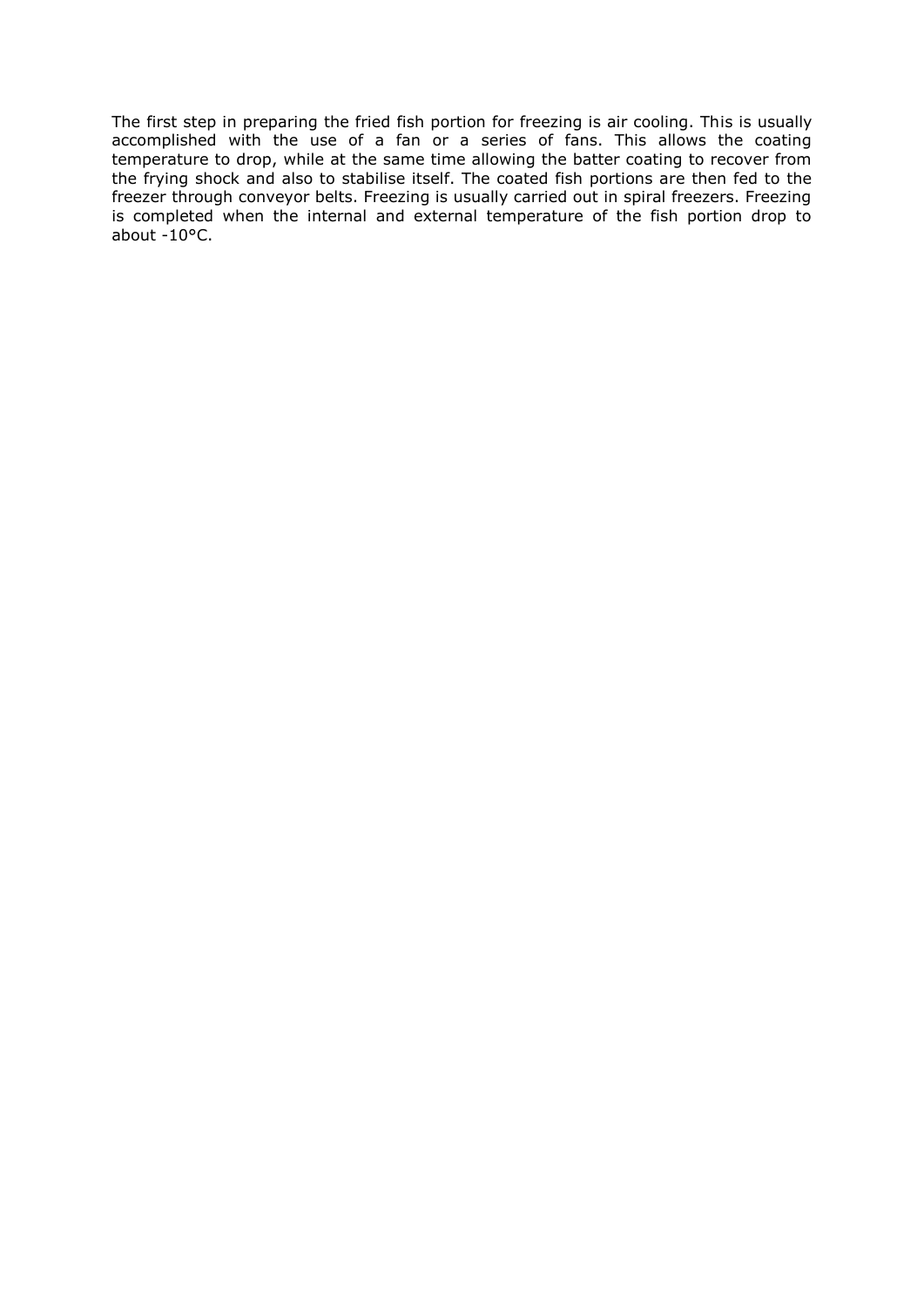The first step in preparing the fried fish portion for freezing is air cooling. This is usually accomplished with the use of a fan or a series of fans. This allows the coating temperature to drop, while at the same time allowing the batter coating to recover from the frying shock and also to stabilise itself. The coated fish portions are then fed to the freezer through conveyor belts. Freezing is usually carried out in spiral freezers. Freezing is completed when the internal and external temperature of the fish portion drop to about -10°C.